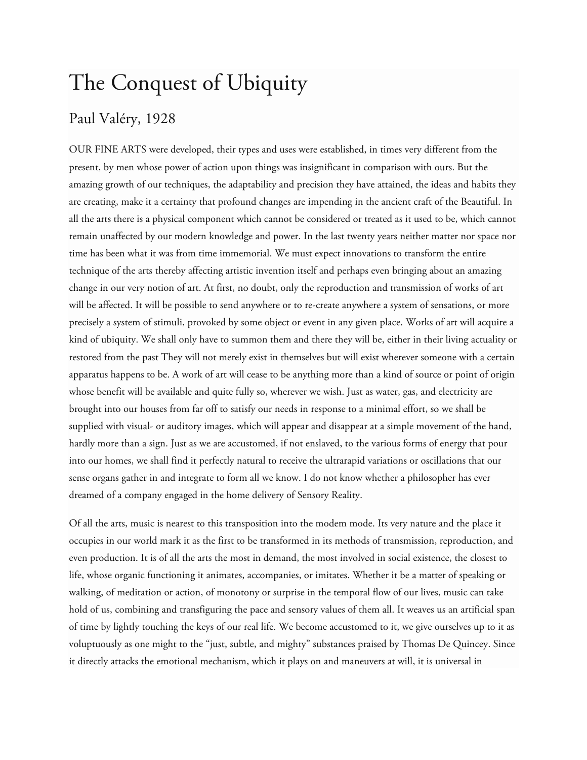# The Conquest of Ubiquity

## Paul Valéry, 1928

OUR FINE ARTS were developed, their types and uses were established, in times very different from the present, by men whose power of action upon things was insignificant in comparison with ours. But the amazing growth of our techniques, the adaptability and precision they have attained, the ideas and habits they are creating, make it a certainty that profound changes are impending in the ancient craft of the Beautiful. In all the arts there is a physical component which cannot be considered or treated as it used to be, which cannot remain unaffected by our modern knowledge and power. In the last twenty years neither matter nor space nor time has been what it was from time immemorial. We must expect innovations to transform the entire technique of the arts thereby affecting artistic invention itself and perhaps even bringing about an amazing change in our very notion of art. At first, no doubt, only the reproduction and transmission of works of art will be affected. It will be possible to send anywhere or to re-create anywhere a system of sensations, or more precisely a system of stimuli, provoked by some object or event in any given place. Works of art will acquire a kind of ubiquity. We shall only have to summon them and there they will be, either in their living actuality or restored from the past They will not merely exist in themselves but will exist wherever someone with a certain apparatus happens to be. A work of art will cease to be anything more than a kind of source or point of origin whose benefit will be available and quite fully so, wherever we wish. Just as water, gas, and electricity are brought into our houses from far off to satisfy our needs in response to a minimal effort, so we shall be supplied with visual- or auditory images, which will appear and disappear at a simple movement of the hand, hardly more than a sign. Just as we are accustomed, if not enslaved, to the various forms of energy that pour into our homes, we shall find it perfectly natural to receive the ultrarapid variations or oscillations that our sense organs gather in and integrate to form all we know. I do not know whether a philosopher has ever dreamed of a company engaged in the home delivery of Sensory Reality.

Of all the arts, music is nearest to this transposition into the modem mode. Its very nature and the place it occupies in our world mark it as the first to be transformed in its methods of transmission, reproduction, and even production. It is of all the arts the most in demand, the most involved in social existence, the closest to life, whose organic functioning it animates, accompanies, or imitates. Whether it be a matter of speaking or walking, of meditation or action, of monotony or surprise in the temporal flow of our lives, music can take hold of us, combining and transfiguring the pace and sensory values of them all. It weaves us an artificial span of time by lightly touching the keys of our real life. We become accustomed to it, we give ourselves up to it as voluptuously as one might to the "just, subtle, and mighty" substances praised by Thomas De Quincey. Since it directly attacks the emotional mechanism, which it plays on and maneuvers at will, it is universal in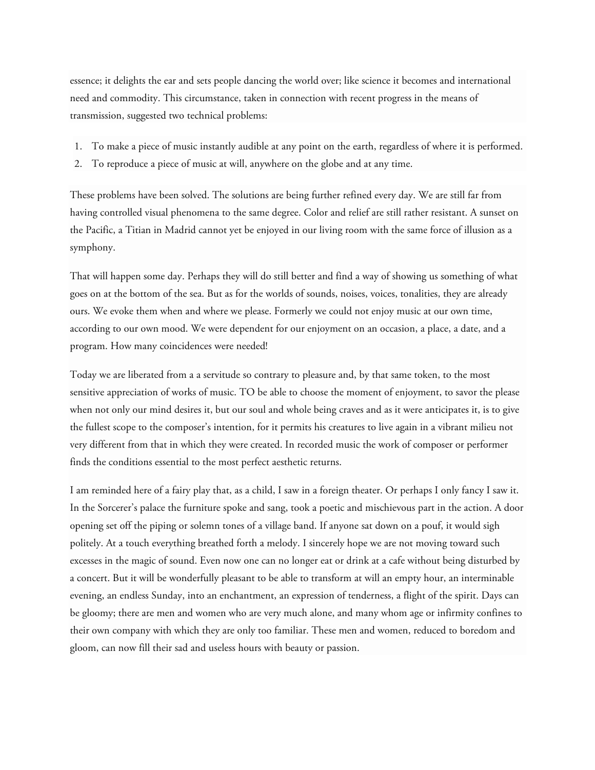essence; it delights the ear and sets people dancing the world over; like science it becomes and international need and commodity. This circumstance, taken in connection with recent progress in the means of transmission, suggested two technical problems:

1. To make a piece of music instantly audible at any point on the earth, regardless of where it is performed.
2. To reproduce a piece of music at will, anywhere on the globe and at any time.

These problems have been solved. The solutions are being further refined every day. We are still far from having controlled visual phenomena to the same degree. Color and relief are still rather resistant. A sunset on the Pacific, a Titian in Madrid cannot yet be enjoyed in our living room with the same force of illusion as a symphony.

That will happen some day. Perhaps they will do still better and find a way of showing us something of what goes on at the bottom of the sea. But as for the worlds of sounds, noises, voices, tonalities, they are already ours. We evoke them when and where we please. Formerly we could not enjoy music at our own time, according to our own mood. We were dependent for our enjoyment on an occasion, a place, a date, and a program. How many coincidences were needed!

Today we are liberated from a a servitude so contrary to pleasure and, by that same token, to the most sensitive appreciation of works of music. TO be able to choose the moment of enjoyment, to savor the please when not only our mind desires it, but our soul and whole being craves and as it were anticipates it, is to give the fullest scope to the composer's intention, for it permits his creatures to live again in a vibrant milieu not very different from that in which they were created. In recorded music the work of composer or performer finds the conditions essential to the most perfect aesthetic returns.

I am reminded here of a fairy play that, as a child, I saw in a foreign theater. Or perhaps I only fancy I saw it. In the Sorcerer's palace the furniture spoke and sang, took a poetic and mischievous part in the action. A door opening set off the piping or solemn tones of a village band. If anyone sat down on a pouf, it would sigh politely. At a touch everything breathed forth a melody. I sincerely hope we are not moving toward such excesses in the magic of sound. Even now one can no longer eat or drink at a cafe without being disturbed by a concert. But it will be wonderfully pleasant to be able to transform at will an empty hour, an interminable evening, an endless Sunday, into an enchantment, an expression of tenderness, a flight of the spirit. Days can be gloomy; there are men and women who are very much alone, and many whom age or infirmity confines to their own company with which they are only too familiar. These men and women, reduced to boredom and gloom, can now fill their sad and useless hours with beauty or passion.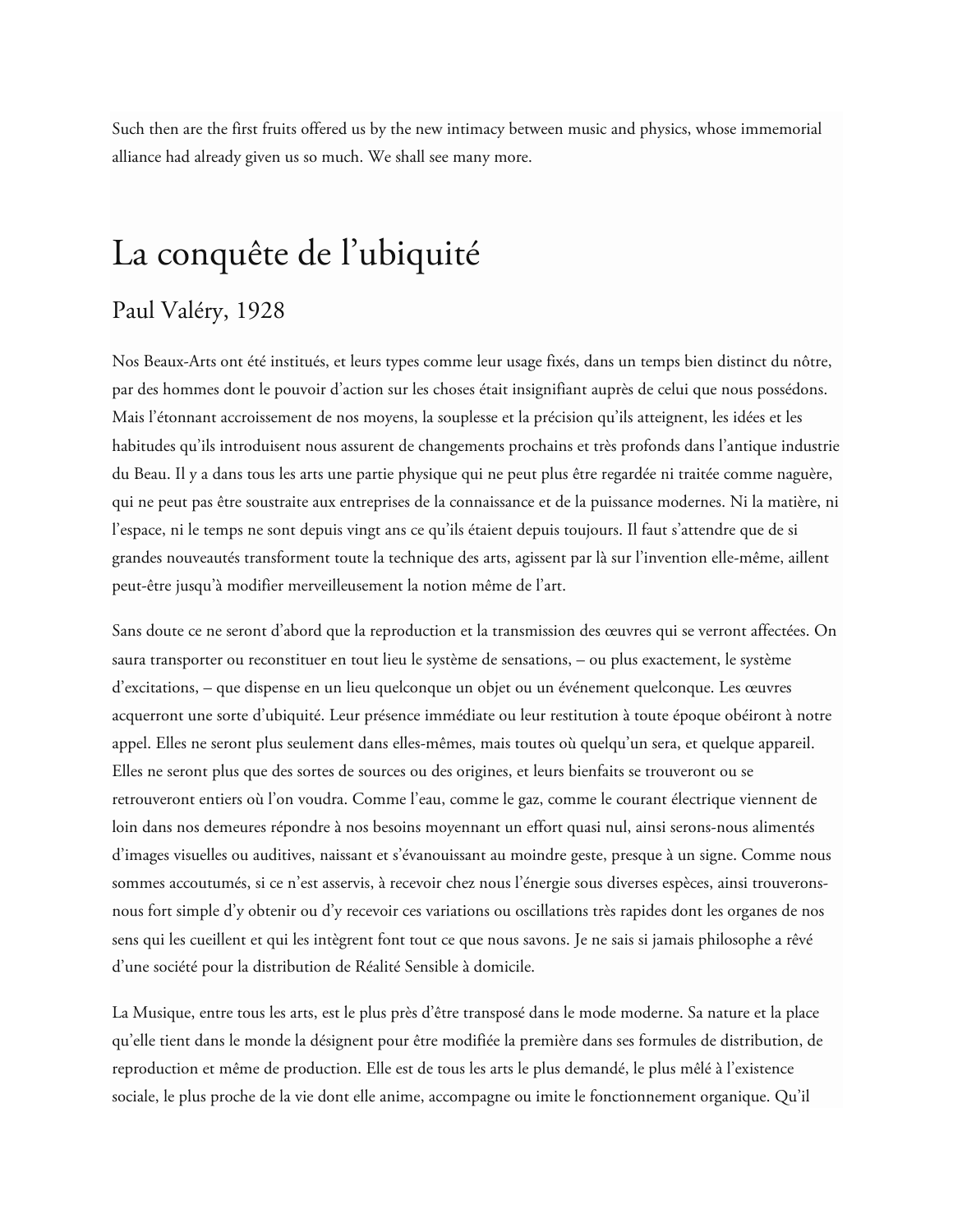Such then are the first fruits offered us by the new intimacy between music and physics, whose immemorial alliance had already given us so much. We shall see many more.

# La conquête de l'ubiquité

## Paul Valéry, 1928

Nos Beaux-Arts ont été institués, et leurs types comme leur usage fixés, dans un temps bien distinct du nôtre, par des hommes dont le pouvoir d'action sur les choses était insignifiant auprès de celui que nous possédons. Mais l'étonnant accroissement de nos moyens, la souplesse et la précision qu'ils atteignent, les idées et les habitudes qu'ils introduisent nous assurent de changements prochains et très profonds dans l'antique industrie du Beau. Il y a dans tous les arts une partie physique qui ne peut plus être regardée ni traitée comme naguère, qui ne peut pas être soustraite aux entreprises de la connaissance et de la puissance modernes. Ni la matière, ni l'espace, ni le temps ne sont depuis vingt ans ce qu'ils étaient depuis toujours. Il faut s'attendre que de si grandes nouveautés transforment toute la technique des arts, agissent par là sur l'invention elle-même, aillent peut-être jusqu'à modifier merveilleusement la notion même de l'art.

Sans doute ce ne seront d'abord que la reproduction et la transmission des œuvres qui se verront affectées. On saura transporter ou reconstituer en tout lieu le système de sensations, – ou plus exactement, le système d'excitations, – que dispense en un lieu quelconque un objet ou un événement quelconque. Les œuvres acquerront une sorte d'ubiquité. Leur présence immédiate ou leur restitution à toute époque obéiront à notre appel. Elles ne seront plus seulement dans elles-mêmes, mais toutes où quelqu'un sera, et quelque appareil. Elles ne seront plus que des sortes de sources ou des origines, et leurs bienfaits se trouveront ou se retrouveront entiers où l'on voudra. Comme l'eau, comme le gaz, comme le courant électrique viennent de loin dans nos demeures répondre à nos besoins moyennant un effort quasi nul, ainsi serons-nous alimentés d'images visuelles ou auditives, naissant et s'évanouissant au moindre geste, presque à un signe. Comme nous sommes accoutumés, si ce n'est asservis, à recevoir chez nous l'énergie sous diverses espèces, ainsi trouverons-nous fort simple d'y obtenir ou d'y recevoir ces variations ou oscillations très rapides dont les organes de nos sens qui les cueillent et qui les intègrent font tout ce que nous savons. Je ne sais si jamais philosophe a rêvé d'une société pour la distribution de Réalité Sensible à domicile.

La Musique, entre tous les arts, est le plus près d'être transposé dans le mode moderne. Sa nature et la place qu'elle tient dans le monde la désignent pour être modifiée la première dans ses formules de distribution, de reproduction et même de production. Elle est de tous les arts le plus demandé, le plus mêlé à l'existence sociale, le plus proche de la vie dont elle anime, accompagne ou imite le fonctionnement organique. Qu'il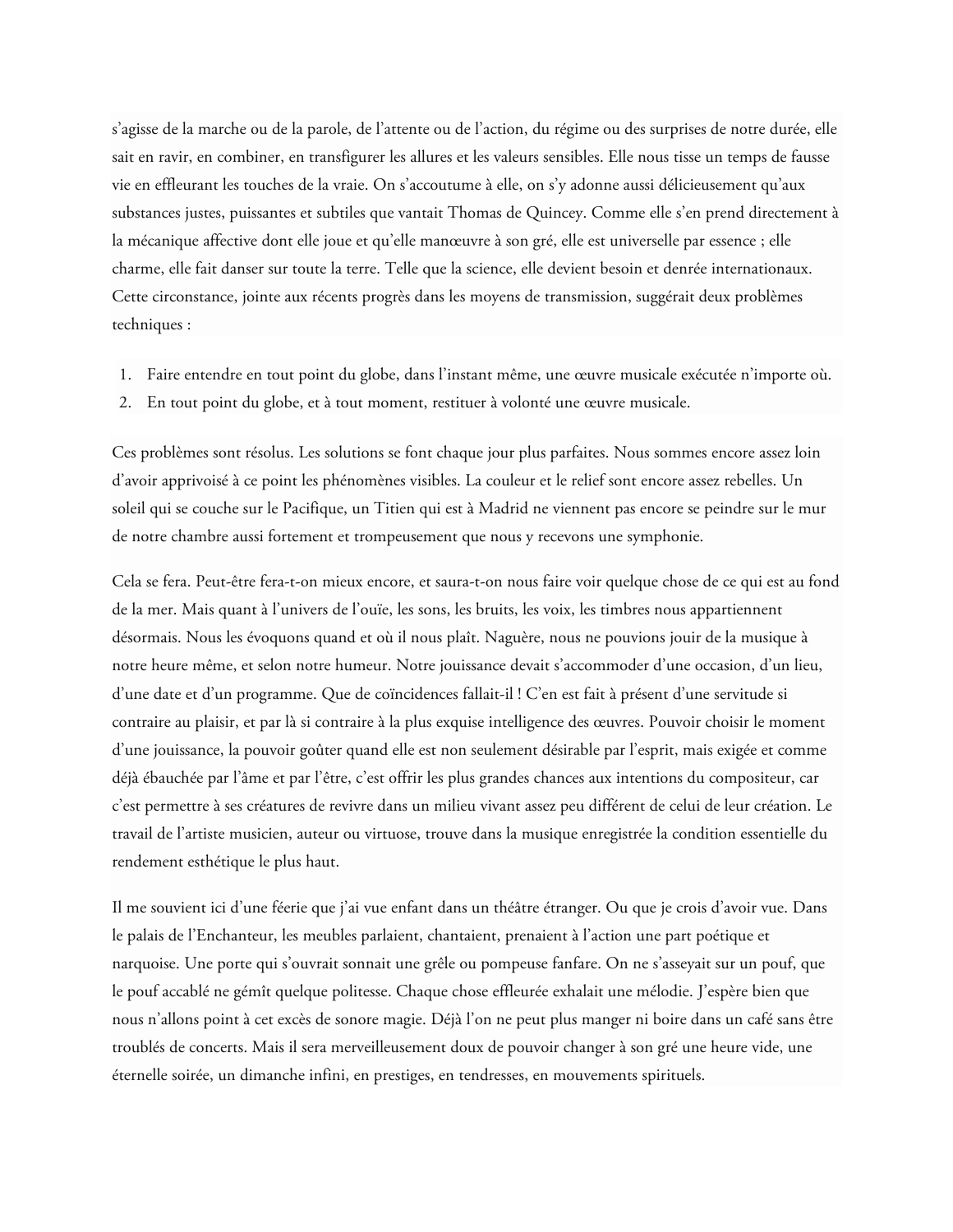s'agisse de la marche ou de la parole, de l'attente ou de l'action, du régime ou des surprises de notre durée, elle sait en ravir, en combiner, en transfigurer les allures et les valeurs sensibles. Elle nous tisse un temps de fausse vie en effleurant les touches de la vraie. On s'accoutume à elle, on s'y adonne aussi délicieusement qu'aux substances justes, puissantes et subtiles que vantait Thomas de Quincey. Comme elle s'en prend directement à la mécanique affective dont elle joue et qu'elle manœuvre à son gré, elle est universelle par essence ; elle charme, elle fait danser sur toute la terre. Telle que la science, elle devient besoin et denrée internationaux. Cette circonstance, jointe aux récents progrès dans les moyens de transmission, suggérait deux problèmes techniques :

1. Faire entendre en tout point du globe, dans l'instant même, une œuvre musicale exécutée n'importe où.
2. En tout point du globe, et à tout moment, restituer à volonté une œuvre musicale.

Ces problèmes sont résolus. Les solutions se font chaque jour plus parfaites. Nous sommes encore assez loin d'avoir apprivoisé à ce point les phénomènes visibles. La couleur et le relief sont encore assez rebelles. Un soleil qui se couche sur le Pacifique, un Titien qui est à Madrid ne viennent pas encore se peindre sur le mur de notre chambre aussi fortement et trompeusement que nous y recevons une symphonie.

Cela se fera. Peut-être fera-t-on mieux encore, et saura-t-on nous faire voir quelque chose de ce qui est au fond de la mer. Mais quant à l'univers de l'ouïe, les sons, les bruits, les voix, les timbres nous appartiennent désormais. Nous les évoquons quand et où il nous plaît. Naguère, nous ne pouvions jouir de la musique à notre heure même, et selon notre humeur. Notre jouissance devait s'accommoder d'une occasion, d'un lieu, d'une date et d'un programme. Que de coïncidences fallait-il ! C'en est fait à présent d'une servitude si contraire au plaisir, et par là si contraire à la plus exquise intelligence des œuvres. Pouvoir choisir le moment d'une jouissance, la pouvoir goûter quand elle est non seulement désirable par l'esprit, mais exigée et comme déjà ébauchée par l'âme et par l'être, c'est offrir les plus grandes chances aux intentions du compositeur, car c'est permettre à ses créatures de revivre dans un milieu vivant assez peu différent de celui de leur création. Le travail de l'artiste musicien, auteur ou virtuose, trouve dans la musique enregistrée la condition essentielle du rendement esthétique le plus haut.

Il me souvient ici d'une féerie que j'ai vue enfant dans un théâtre étranger. Ou que je crois d'avoir vue. Dans le palais de l'Enchanteur, les meubles parlaient, chantaient, prenaient à l'action une part poétique et narquoise. Une porte qui s'ouvrait sonnait une grêle ou pompeuse fanfare. On ne s'asseyait sur un pouf, que le pouf accablé ne gémît quelque politesse. Chaque chose effleurée exhalait une mélodie. J'espère bien que nous n'allons point à cet excès de sonore magie. Déjà l'on ne peut plus manger ni boire dans un café sans être troublés de concerts. Mais il sera merveilleusement doux de pouvoir changer à son gré une heure vide, une éternelle soirée, un dimanche infini, en prestiges, en tendresses, en mouvements spirituels.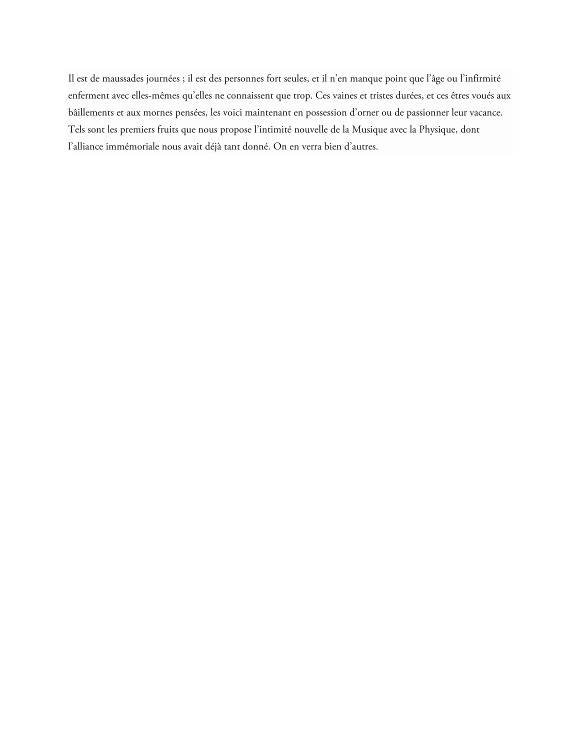Il est de maussades journées ; il est des personnes fort seules, et il n'en manque point que l'âge ou l'infirmité enferment avec elles-mêmes qu'elles ne connaissent que trop. Ces vaines et tristes durées, et ces êtres voués aux bâillements et aux mornes pensées, les voici maintenant en possession d'orner ou de passionner leur vacance. Tels sont les premiers fruits que nous propose l'intimité nouvelle de la Musique avec la Physique, dont l'alliance immémoriale nous avait déjà tant donné. On en verra bien d'autres.